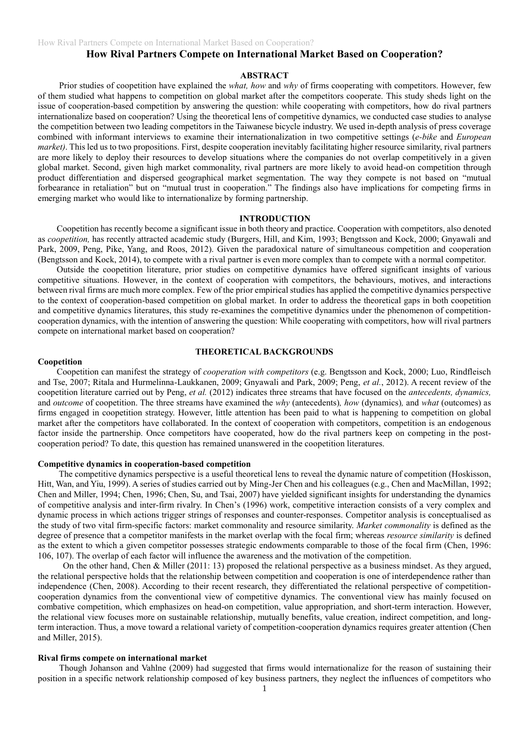# How Rival Partners Compete on International Market Based on Cooperation?

## ABSTRACT

Prior studies of coopetition have explained the *what, how* and *why* of firms cooperating with competitors. However, few of them studied what happens to competition on global market after the competitors cooperate. This study sheds light on the issue of cooperation-based competition by answering the question: while cooperating with competitors, how do rival partners internationalize based on cooperation? Using the theoretical lens of competitive dynamics, we conducted case studies to analyse the competition between two leading competitors in the Taiwanese bicycle industry. We used in-depth analysis of press coverage combined with informant interviews to examine their internationalization in two competitive settings (*e-bike* and *European market)*. This led us to two propositions. First, despite cooperation inevitably facilitating higher resource similarity, rival partners are more likely to deploy their resources to develop situations where the companies do not overlap competitively in a given global market. Second, given high market commonality, rival partners are more likely to avoid head-on competition through product differentiation and dispersed geographical market segmentation. The way they compete is not based on "mutual forbearance in retaliation" but on "mutual trust in cooperation." The findings also have implications for competing firms in emerging market who would like to internationalize by forming partnership.

## INTRODUCTION

Coopetition has recently become a significant issue in both theory and practice. Cooperation with competitors, also denoted as *coopetition,* has recently attracted academic study (Burgers, Hill, and Kim, 1993; Bengtsson and Kock, 2000; Gnyawali and Park, 2009, Peng, Pike, Yang, and Roos, 2012). Given the paradoxical nature of simultaneous competition and cooperation (Bengtsson and Kock, 2014), to compete with a rival partner is even more complex than to compete with a normal competitor.

Outside the coopetition literature, prior studies on competitive dynamics have offered significant insights of various competitive situations. However, in the context of cooperation with competitors, the behaviours, motives, and interactions between rival firms are much more complex. Few of the prior empirical studies has applied the competitive dynamics perspective to the context of cooperation-based competition on global market. In order to address the theoretical gaps in both coopetition and competitive dynamics literatures, this study re-examines the competitive dynamics under the phenomenon of competition-cooperation dynamics, with the intention of answering the question: While cooperating with competitors, how will rival partners compete on international market based on cooperation?

## THEORETICAL BACKGROUNDS

### Coopetition

Coopetition can manifest the strategy of *cooperation with competitors* (e.g. Bengtsson and Kock, 2000; Luo, Rindfleisch and Tse, 2007; Ritala and Hurmelinna-Laukkanen, 2009; Gnyawali and Park, 2009; Peng, *et al.*, 2012). A recent review of the coopetition literature carried out by Peng, *et al.* (2012) indicates three streams that have focused on the *antecedents, dynamics,* and *outcome* of coopetition. The three streams have examined the *why* (antecedents)*, how* (dynamics)*,* and *what* (outcomes) as firms engaged in coopetition strategy. However, little attention has been paid to what is happening to competition on global market after the competitors have collaborated. In the context of cooperation with competitors, competition is an endogenous factor inside the partnership. Once competitors have cooperated, how do the rival partners keep on competing in the post-cooperation period? To date, this question has remained unanswered in the coopetition literatures.

### Competitive dynamics in cooperation-based competition

The competitive dynamics perspective is a useful theoretical lens to reveal the dynamic nature of competition (Hoskisson, Hitt, Wan, and Yiu, 1999). A series of studies carried out by Ming-Jer Chen and his colleagues (e.g., Chen and MacMillan, 1992; Chen and Miller, 1994; Chen, 1996; Chen, Su, and Tsai, 2007) have yielded significant insights for understanding the dynamics of competitive analysis and inter-firm rivalry. In Chen's (1996) work, competitive interaction consists of a very complex and dynamic process in which actions trigger strings of responses and counter-responses. Competitor analysis is conceptualised as the study of two vital firm-specific factors: market commonality and resource similarity. *Market commonality* is defined as the degree of presence that a competitor manifests in the market overlap with the focal firm; whereas *resource similarity* is defined as the extent to which a given competitor possesses strategic endowments comparable to those of the focal firm (Chen, 1996: 106, 107). The overlap of each factor will influence the awareness and the motivation of the competition.

On the other hand, Chen & Miller (2011: 13) proposed the relational perspective as a business mindset. As they argued, the relational perspective holds that the relationship between competition and cooperation is one of interdependence rather than independence (Chen, 2008). According to their recent research, they differentiated the relational perspective of competition-cooperation dynamics from the conventional view of competitive dynamics. The conventional view has mainly focused on combative competition, which emphasizes on head-on competition, value appropriation, and short-term interaction. However, the relational view focuses more on sustainable relationship, mutually benefits, value creation, indirect competition, and long-term interaction. Thus, a move toward a relational variety of competition-cooperation dynamics requires greater attention (Chen and Miller, 2015).

### Rival firms compete on international market

Though Johanson and Vahlne (2009) had suggested that firms would internationalize for the reason of sustaining their position in a specific network relationship composed of key business partners, they neglect the influences of competitors who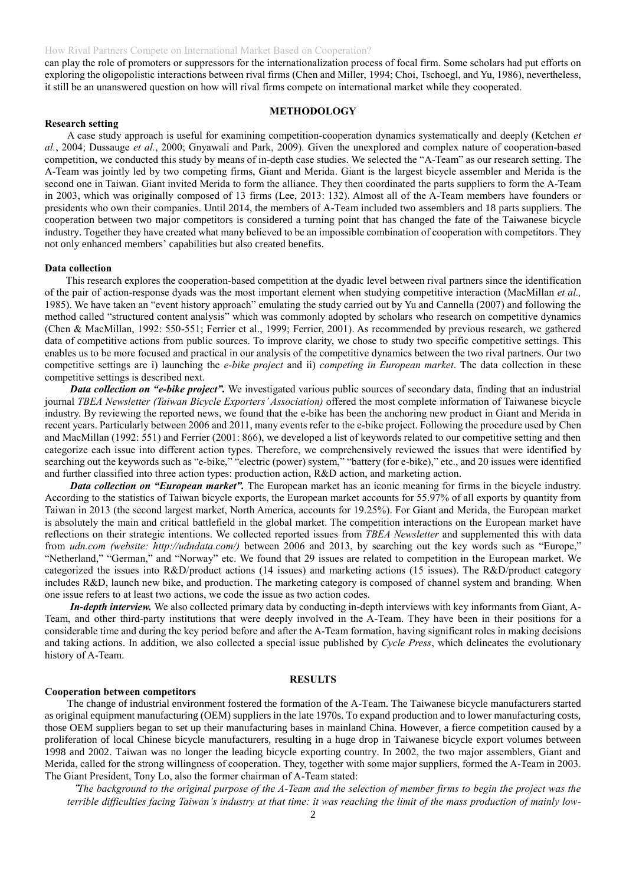can play the role of promoters or suppressors for the internationalization process of focal firm. Some scholars had put efforts on exploring the oligopolistic interactions between rival firms (Chen and Miller, 1994; Choi, Tschoegl, and Yu, 1986), nevertheless, it still be an unanswered question on how will rival firms compete on international market while they cooperated.

## METHODOLOGY

### Research setting

A case study approach is useful for examining competition-cooperation dynamics systematically and deeply (Ketchen *et al.*, 2004; Dussauge *et al.*, 2000; Gnyawali and Park, 2009). Given the unexplored and complex nature of cooperation-based competition, we conducted this study by means of in-depth case studies. We selected the "A-Team" as our research setting. The A-Team was jointly led by two competing firms, Giant and Merida. Giant is the largest bicycle assembler and Merida is the second one in Taiwan. Giant invited Merida to form the alliance. They then coordinated the parts suppliers to form the A-Team in 2003, which was originally composed of 13 firms (Lee, 2013: 132). Almost all of the A-Team members have founders or presidents who own their companies. Until 2014, the members of A-Team included two assemblers and 18 parts suppliers. The cooperation between two major competitors is considered a turning point that has changed the fate of the Taiwanese bicycle industry. Together they have created what many believed to be an impossible combination of cooperation with competitors. They not only enhanced members' capabilities but also created benefits.

### Data collection

This research explores the cooperation-based competition at the dyadic level between rival partners since the identification of the pair of action-response dyads was the most important element when studying competitive interaction (MacMillan *et al.,* 1985). We have taken an "event history approach" emulating the study carried out by Yu and Cannella (2007) and following the method called "structured content analysis" which was commonly adopted by scholars who research on competitive dynamics (Chen & MacMillan, 1992: 550-551; Ferrier et al., 1999; Ferrier, 2001). As recommended by previous research, we gathered data of competitive actions from public sources. To improve clarity, we chose to study two specific competitive settings. This enables us to be more focused and practical in our analysis of the competitive dynamics between the two rival partners. Our two competitive settings are i) launching the *e-bike project* and ii) *competing in European market*. The data collection in these competitive settings is described next.

***Data collection on "e-bike project".*** We investigated various public sources of secondary data, finding that an industrial journal *TBEA Newsletter (Taiwan Bicycle Exporters' Association)* offered the most complete information of Taiwanese bicycle industry. By reviewing the reported news, we found that the e-bike has been the anchoring new product in Giant and Merida in recent years. Particularly between 2006 and 2011, many events refer to the e-bike project. Following the procedure used by Chen and MacMillan (1992: 551) and Ferrier (2001: 866), we developed a list of keywords related to our competitive setting and then categorize each issue into different action types. Therefore, we comprehensively reviewed the issues that were identified by searching out the keywords such as "e-bike," "electric (power) system," "battery (for e-bike)," etc., and 20 issues were identified and further classified into three action types: production action, R&D action, and marketing action.

***Data collection on "European market".*** The European market has an iconic meaning for firms in the bicycle industry. According to the statistics of Taiwan bicycle exports, the European market accounts for 55.97% of all exports by quantity from Taiwan in 2013 (the second largest market, North America, accounts for 19.25%). For Giant and Merida, the European market is absolutely the main and critical battlefield in the global market. The competition interactions on the European market have reflections on their strategic intentions. We collected reported issues from *TBEA Newsletter* and supplemented this with data from *udn.com (website: http://udndata.com/)* between 2006 and 2013, by searching out the key words such as "Europe," "Netherland," "German," and "Norway" etc. We found that 29 issues are related to competition in the European market. We categorized the issues into R&D/product actions (14 issues) and marketing actions (15 issues). The R&D/product category includes R&D, launch new bike, and production. The marketing category is composed of channel system and branding. When one issue refers to at least two actions, we code the issue as two action codes.

***In-depth interview.*** We also collected primary data by conducting in-depth interviews with key informants from Giant, A-Team, and other third-party institutions that were deeply involved in the A-Team. They have been in their positions for a considerable time and during the key period before and after the A-Team formation, having significant roles in making decisions and taking actions. In addition, we also collected a special issue published by *Cycle Press*, which delineates the evolutionary history of A-Team.

## RESULTS

### Cooperation between competitors

The change of industrial environment fostered the formation of the A-Team. The Taiwanese bicycle manufacturers started as original equipment manufacturing (OEM) suppliers in the late 1970s. To expand production and to lower manufacturing costs, those OEM suppliers began to set up their manufacturing bases in mainland China. However, a fierce competition caused by a proliferation of local Chinese bicycle manufacturers, resulting in a huge drop in Taiwanese bicycle export volumes between 1998 and 2002. Taiwan was no longer the leading bicycle exporting country. In 2002, the two major assemblers, Giant and Merida, called for the strong willingness of cooperation. They, together with some major suppliers, formed the A-Team in 2003. The Giant President, Tony Lo, also the former chairman of A-Team stated:

*"The background to the original purpose of the A-Team and the selection of member firms to begin the project was the terrible difficulties facing Taiwan's industry at that time: it was reaching the limit of the mass production of mainly low-*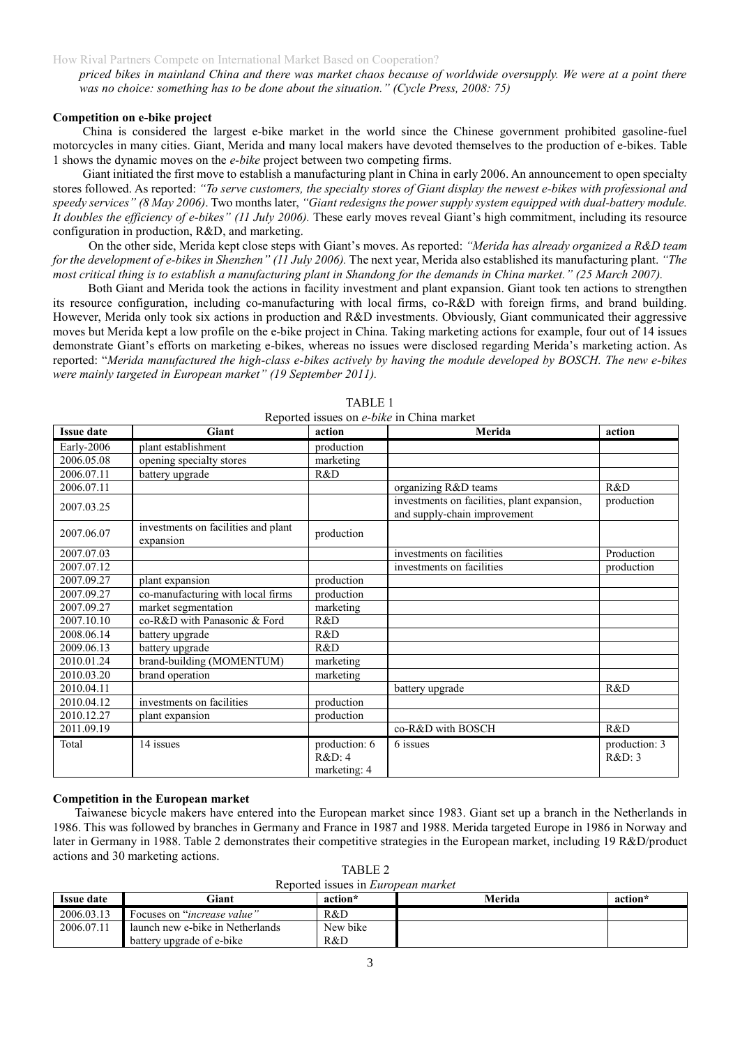*priced bikes in mainland China and there was market chaos because of worldwide oversupply. We were at a point there was no choice: something has to be done about the situation." (Cycle Press, 2008: 75)*

**Competition on e-bike project**

China is considered the largest e-bike market in the world since the Chinese government prohibited gasoline-fuel motorcycles in many cities. Giant, Merida and many local makers have devoted themselves to the production of e-bikes. Table 1 shows the dynamic moves on the *e-bike* project between two competing firms.

Giant initiated the first move to establish a manufacturing plant in China in early 2006. An announcement to open specialty stores followed. As reported: *"To serve customers, the specialty stores of Giant display the newest e-bikes with professional and speedy services" (8 May 2006)*. Two months later, *"Giant redesigns the power supply system equipped with dual-battery module. It doubles the efficiency of e-bikes" (11 July 2006).* These early moves reveal Giant's high commitment, including its resource configuration in production, R&D, and marketing.

On the other side, Merida kept close steps with Giant's moves. As reported: *"Merida has already organized a R&D team for the development of e-bikes in Shenzhen" (11 July 2006).* The next year, Merida also established its manufacturing plant. *"The most critical thing is to establish a manufacturing plant in Shandong for the demands in China market." (25 March 2007).*

Both Giant and Merida took the actions in facility investment and plant expansion. Giant took ten actions to strengthen its resource configuration, including co-manufacturing with local firms, co-R&D with foreign firms, and brand building. However, Merida only took six actions in production and R&D investments. Obviously, Giant communicated their aggressive moves but Merida kept a low profile on the e-bike project in China. Taking marketing actions for example, four out of 14 issues demonstrate Giant's efforts on marketing e-bikes, whereas no issues were disclosed regarding Merida's marketing action. As reported: "*Merida manufactured the high-class e-bikes actively by having the module developed by BOSCH. The new e-bikes were mainly targeted in European market" (19 September 2011).*

TABLE 1
Reported issues on *e-bike* in China market

| Issue date | Giant | action | Merida | action |
|---|---|---|---|---|
| Early-2006 | plant establishment | production | | |
| 2006.05.08 | opening specialty stores | marketing | | |
| 2006.07.11 | battery upgrade | R&D | | |
| 2006.07.11 | | | organizing R&D teams | R&D |
| 2007.03.25 | | | investments on facilities, plant expansion, and supply-chain improvement | production |
| 2007.06.07 | investments on facilities and plant expansion | production | | |
| 2007.07.03 | | | investments on facilities | Production |
| 2007.07.12 | | | investments on facilities | production |
| 2007.09.27 | plant expansion | production | | |
| 2007.09.27 | co-manufacturing with local firms | production | | |
| 2007.09.27 | market segmentation | marketing | | |
| 2007.10.10 | co-R&D with Panasonic & Ford | R&D | | |
| 2008.06.14 | battery upgrade | R&D | | |
| 2009.06.13 | battery upgrade | R&D | | |
| 2010.01.24 | brand-building (MOMENTUM) | marketing | | |
| 2010.03.20 | brand operation | marketing | | |
| 2010.04.11 | | | battery upgrade | R&D |
| 2010.04.12 | investments on facilities | production | | |
| 2010.12.27 | plant expansion | production | | |
| 2011.09.19 | | | co-R&D with BOSCH | R&D |
| Total | 14 issues | production: 6<br>R&D: 4<br>marketing: 4 | 6 issues | production: 3<br>R&D: 3 |

**Competition in the European market**

Taiwanese bicycle makers have entered into the European market since 1983. Giant set up a branch in the Netherlands in 1986. This was followed by branches in Germany and France in 1987 and 1988. Merida targeted Europe in 1986 in Norway and later in Germany in 1988. Table 2 demonstrates their competitive strategies in the European market, including 19 R&D/product actions and 30 marketing actions.

TABLE 2
Reported issues in *European market*

| Issue date | Giant | action* | Merida | action* |
|---|---|---|---|---|
| 2006.03.13 | Focuses on "*increase value*" | R&D | | |
| 2006.07.11 | launch new e-bike in Netherlands<br>battery upgrade of e-bike | New bike<br>R&D | | |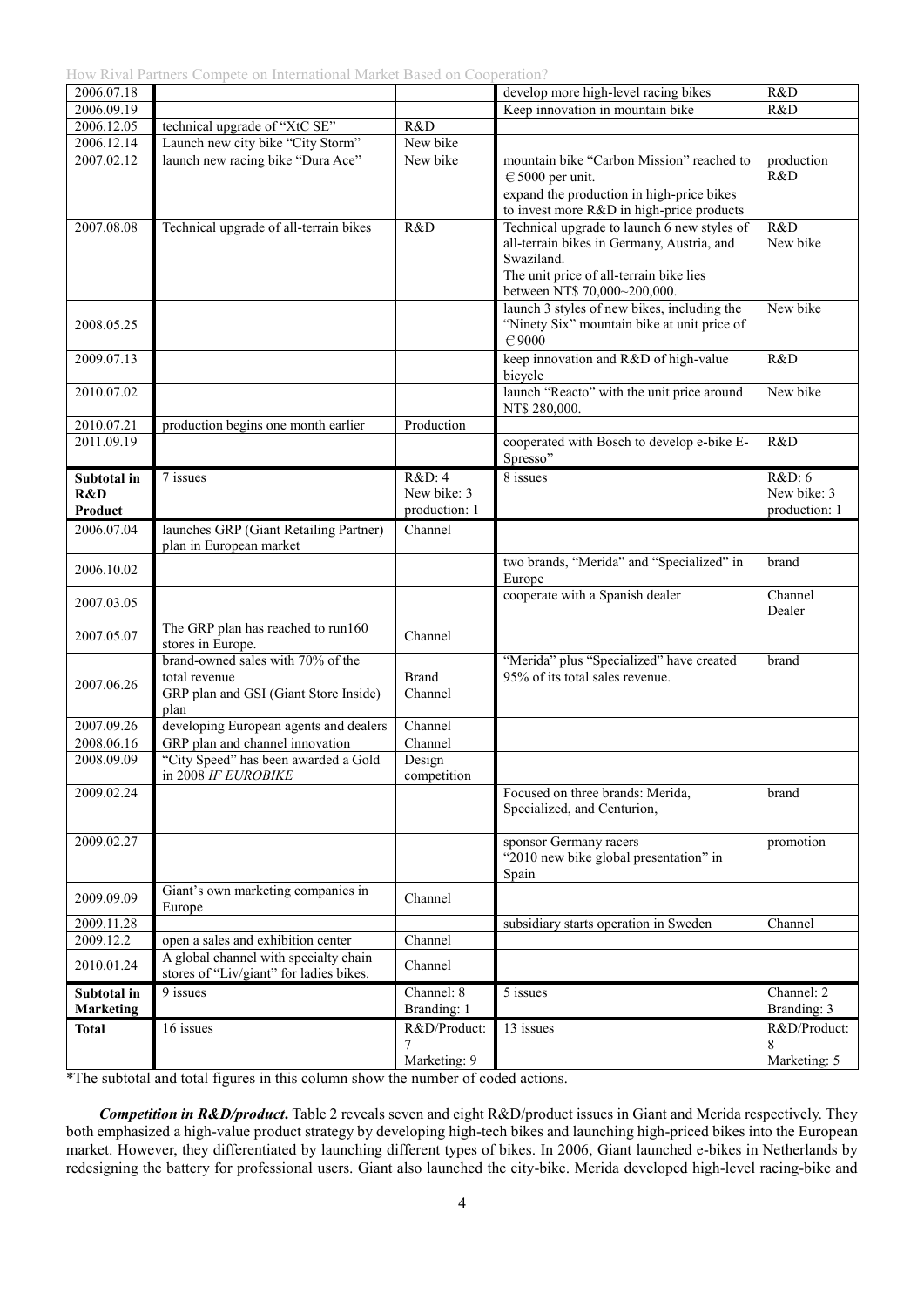| 2006.07.18 | | | develop more high-level racing bikes | R&D |
|---|---|---|---|---|
| 2006.09.19 | | | Keep innovation in mountain bike | R&D |
| 2006.12.05 | technical upgrade of "XtC SE" | R&D | | |
| 2006.12.14 | Launch new city bike "City Storm" | New bike | | |
| 2007.02.12 | launch new racing bike "Dura Ace" | New bike | mountain bike "Carbon Mission" reached to €5000 per unit. expand the production in high-price bikes to invest more R&D in high-price products | production R&D |
| 2007.08.08 | Technical upgrade of all-terrain bikes | R&D | Technical upgrade to launch 6 new styles of all-terrain bikes in Germany, Austria, and Swaziland. The unit price of all-terrain bike lies between NT$ 70,000~200,000. | R&D New bike |
| 2008.05.25 | | | launch 3 styles of new bikes, including the "Ninety Six" mountain bike at unit price of €9000 | New bike |
| 2009.07.13 | | | keep innovation and R&D of high-value bicycle | R&D |
| 2010.07.02 | | | launch "Reacto" with the unit price around NT$ 280,000. | New bike |
| 2010.07.21 | production begins one month earlier | Production | | |
| 2011.09.19 | | | cooperated with Bosch to develop e-bike E-Spresso" | R&D |
| **Subtotal in R&D Product** | 7 issues | R&D: 4 New bike: 3 production: 1 | 8 issues | R&D: 6 New bike: 3 production: 1 |
| 2006.07.04 | launches GRP (Giant Retailing Partner) plan in European market | Channel | | |
| 2006.10.02 | | | two brands, "Merida" and "Specialized" in Europe | brand |
| 2007.03.05 | | | cooperate with a Spanish dealer | Channel Dealer |
| 2007.05.07 | The GRP plan has reached to run160 stores in Europe. | Channel | | |
| 2007.06.26 | brand-owned sales with 70% of the total revenue GRP plan and GSI (Giant Store Inside) plan | Brand Channel | "Merida" plus "Specialized" have created 95% of its total sales revenue. | brand |
| 2007.09.26 | developing European agents and dealers | Channel | | |
| 2008.06.16 | GRP plan and channel innovation | Channel | | |
| 2008.09.09 | "City Speed" has been awarded a Gold in 2008 *IF EUROBIKE* | Design competition | | |
| 2009.02.24 | | | Focused on three brands: Merida, Specialized, and Centurion, | brand |
| 2009.02.27 | | | sponsor Germany racers "2010 new bike global presentation" in Spain | promotion |
| 2009.09.09 | Giant's own marketing companies in Europe | Channel | | |
| 2009.11.28 | | | subsidiary starts operation in Sweden | Channel |
| 2009.12.2 | open a sales and exhibition center | Channel | | |
| 2010.01.24 | A global channel with specialty chain stores of "Liv/giant" for ladies bikes. | Channel | | |
| **Subtotal in Marketing** | 9 issues | Channel: 8 Branding: 1 | 5 issues | Channel: 2 Branding: 3 |
| **Total** | 16 issues | R&D/Product: 7 Marketing: 9 | 13 issues | R&D/Product: 8 Marketing: 5 |

*The subtotal and total figures in this column show the number of coded actions.

***Competition in R&D/product***. Table 2 reveals seven and eight R&D/product issues in Giant and Merida respectively. They both emphasized a high-value product strategy by developing high-tech bikes and launching high-priced bikes into the European market. However, they differentiated by launching different types of bikes. In 2006, Giant launched e-bikes in Netherlands by redesigning the battery for professional users. Giant also launched the city-bike. Merida developed high-level racing-bike and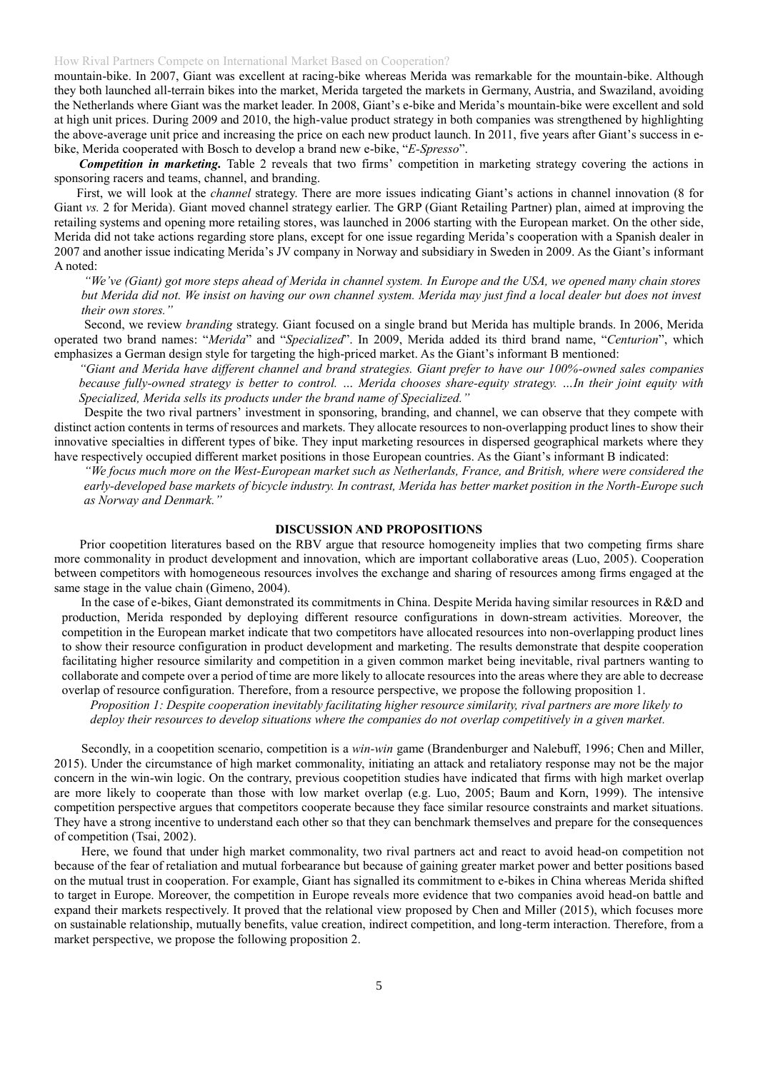mountain-bike. In 2007, Giant was excellent at racing-bike whereas Merida was remarkable for the mountain-bike. Although they both launched all-terrain bikes into the market, Merida targeted the markets in Germany, Austria, and Swaziland, avoiding the Netherlands where Giant was the market leader. In 2008, Giant's e-bike and Merida's mountain-bike were excellent and sold at high unit prices. During 2009 and 2010, the high-value product strategy in both companies was strengthened by highlighting the above-average unit price and increasing the price on each new product launch. In 2011, five years after Giant's success in e-bike, Merida cooperated with Bosch to develop a brand new e-bike, "*E-Spresso*".

***Competition in marketing.*** Table 2 reveals that two firms' competition in marketing strategy covering the actions in sponsoring racers and teams, channel, and branding.

First, we will look at the *channel* strategy. There are more issues indicating Giant's actions in channel innovation (8 for Giant *vs.* 2 for Merida). Giant moved channel strategy earlier. The GRP (Giant Retailing Partner) plan, aimed at improving the retailing systems and opening more retailing stores, was launched in 2006 starting with the European market. On the other side, Merida did not take actions regarding store plans, except for one issue regarding Merida's cooperation with a Spanish dealer in 2007 and another issue indicating Merida's JV company in Norway and subsidiary in Sweden in 2009. As the Giant's informant A noted:

*"We've (Giant) got more steps ahead of Merida in channel system. In Europe and the USA, we opened many chain stores but Merida did not. We insist on having our own channel system. Merida may just find a local dealer but does not invest their own stores."*

Second, we review *branding* strategy. Giant focused on a single brand but Merida has multiple brands. In 2006, Merida operated two brand names: "*Merida*" and "*Specialized*". In 2009, Merida added its third brand name, "*Centurion*", which emphasizes a German design style for targeting the high-priced market. As the Giant's informant B mentioned:

*"Giant and Merida have different channel and brand strategies. Giant prefer to have our 100%-owned sales companies because fully-owned strategy is better to control. … Merida chooses share-equity strategy. …In their joint equity with Specialized, Merida sells its products under the brand name of Specialized."*

Despite the two rival partners' investment in sponsoring, branding, and channel, we can observe that they compete with distinct action contents in terms of resources and markets. They allocate resources to non-overlapping product lines to show their innovative specialties in different types of bike. They input marketing resources in dispersed geographical markets where they have respectively occupied different market positions in those European countries. As the Giant's informant B indicated:

*"We focus much more on the West-European market such as Netherlands, France, and British, where were considered the early-developed base markets of bicycle industry. In contrast, Merida has better market position in the North-Europe such as Norway and Denmark."*

## DISCUSSION AND PROPOSITIONS

Prior coopetition literatures based on the RBV argue that resource homogeneity implies that two competing firms share more commonality in product development and innovation, which are important collaborative areas (Luo, 2005). Cooperation between competitors with homogeneous resources involves the exchange and sharing of resources among firms engaged at the same stage in the value chain (Gimeno, 2004).

In the case of e-bikes, Giant demonstrated its commitments in China. Despite Merida having similar resources in R&D and production, Merida responded by deploying different resource configurations in down-stream activities. Moreover, the competition in the European market indicate that two competitors have allocated resources into non-overlapping product lines to show their resource configuration in product development and marketing. The results demonstrate that despite cooperation facilitating higher resource similarity and competition in a given common market being inevitable, rival partners wanting to collaborate and compete over a period of time are more likely to allocate resources into the areas where they are able to decrease overlap of resource configuration. Therefore, from a resource perspective, we propose the following proposition 1.

*Proposition 1: Despite cooperation inevitably facilitating higher resource similarity, rival partners are more likely to deploy their resources to develop situations where the companies do not overlap competitively in a given market.*

Secondly, in a coopetition scenario, competition is a *win-win* game (Brandenburger and Nalebuff, 1996; Chen and Miller, 2015). Under the circumstance of high market commonality, initiating an attack and retaliatory response may not be the major concern in the win-win logic. On the contrary, previous coopetition studies have indicated that firms with high market overlap are more likely to cooperate than those with low market overlap (e.g. Luo, 2005; Baum and Korn, 1999). The intensive competition perspective argues that competitors cooperate because they face similar resource constraints and market situations. They have a strong incentive to understand each other so that they can benchmark themselves and prepare for the consequences of competition (Tsai, 2002).

Here, we found that under high market commonality, two rival partners act and react to avoid head-on competition not because of the fear of retaliation and mutual forbearance but because of gaining greater market power and better positions based on the mutual trust in cooperation. For example, Giant has signalled its commitment to e-bikes in China whereas Merida shifted to target in Europe. Moreover, the competition in Europe reveals more evidence that two companies avoid head-on battle and expand their markets respectively. It proved that the relational view proposed by Chen and Miller (2015), which focuses more on sustainable relationship, mutually benefits, value creation, indirect competition, and long-term interaction. Therefore, from a market perspective, we propose the following proposition 2.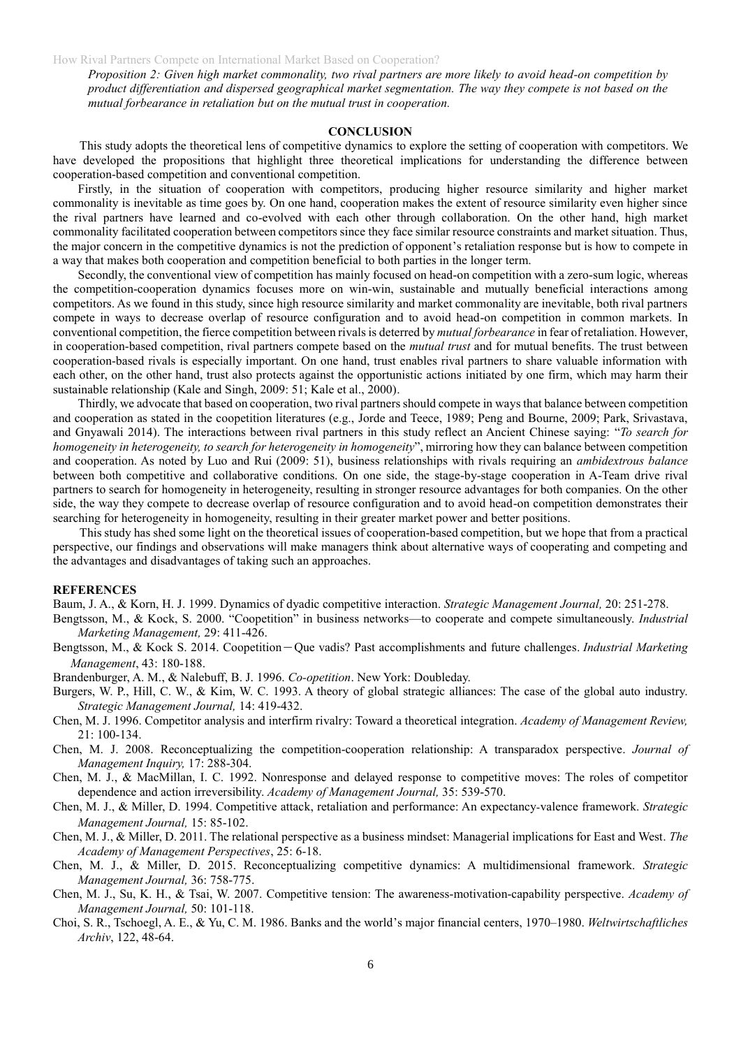*Proposition 2: Given high market commonality, two rival partners are more likely to avoid head-on competition by product differentiation and dispersed geographical market segmentation. The way they compete is not based on the mutual forbearance in retaliation but on the mutual trust in cooperation.*

## CONCLUSION

This study adopts the theoretical lens of competitive dynamics to explore the setting of cooperation with competitors. We have developed the propositions that highlight three theoretical implications for understanding the difference between cooperation-based competition and conventional competition.

Firstly, in the situation of cooperation with competitors, producing higher resource similarity and higher market commonality is inevitable as time goes by. On one hand, cooperation makes the extent of resource similarity even higher since the rival partners have learned and co-evolved with each other through collaboration. On the other hand, high market commonality facilitated cooperation between competitors since they face similar resource constraints and market situation. Thus, the major concern in the competitive dynamics is not the prediction of opponent's retaliation response but is how to compete in a way that makes both cooperation and competition beneficial to both parties in the longer term.

Secondly, the conventional view of competition has mainly focused on head-on competition with a zero-sum logic, whereas the competition-cooperation dynamics focuses more on win-win, sustainable and mutually beneficial interactions among competitors. As we found in this study, since high resource similarity and market commonality are inevitable, both rival partners compete in ways to decrease overlap of resource configuration and to avoid head-on competition in common markets. In conventional competition, the fierce competition between rivals is deterred by *mutual forbearance* in fear of retaliation. However, in cooperation-based competition, rival partners compete based on the *mutual trust* and for mutual benefits. The trust between cooperation-based rivals is especially important. On one hand, trust enables rival partners to share valuable information with each other, on the other hand, trust also protects against the opportunistic actions initiated by one firm, which may harm their sustainable relationship (Kale and Singh, 2009: 51; Kale et al., 2000).

Thirdly, we advocate that based on cooperation, two rival partners should compete in ways that balance between competition and cooperation as stated in the coopetition literatures (e.g., Jorde and Teece, 1989; Peng and Bourne, 2009; Park, Srivastava, and Gnyawali 2014). The interactions between rival partners in this study reflect an Ancient Chinese saying: "*To search for homogeneity in heterogeneity, to search for heterogeneity in homogeneity*", mirroring how they can balance between competition and cooperation. As noted by Luo and Rui (2009: 51), business relationships with rivals requiring an *ambidextrous balance* between both competitive and collaborative conditions. On one side, the stage-by-stage cooperation in A-Team drive rival partners to search for homogeneity in heterogeneity, resulting in stronger resource advantages for both companies. On the other side, the way they compete to decrease overlap of resource configuration and to avoid head-on competition demonstrates their searching for heterogeneity in homogeneity, resulting in their greater market power and better positions.

This study has shed some light on the theoretical issues of cooperation-based competition, but we hope that from a practical perspective, our findings and observations will make managers think about alternative ways of cooperating and competing and the advantages and disadvantages of taking such an approaches.

## REFERENCES

Baum, J. A., & Korn, H. J. 1999. Dynamics of dyadic competitive interaction. *Strategic Management Journal,* 20: 251-278.

Bengtsson, M., & Kock, S. 2000. "Coopetition" in business networks—to cooperate and compete simultaneously. *Industrial Marketing Management,* 29: 411-426.

Bengtsson, M., & Kock S. 2014. Coopetition－Que vadis? Past accomplishments and future challenges. *Industrial Marketing Management*, 43: 180-188.

Brandenburger, A. M., & Nalebuff, B. J. 1996. *Co-opetition*. New York: Doubleday.

Burgers, W. P., Hill, C. W., & Kim, W. C. 1993. A theory of global strategic alliances: The case of the global auto industry. *Strategic Management Journal,* 14: 419-432.

Chen, M. J. 1996. Competitor analysis and interfirm rivalry: Toward a theoretical integration. *Academy of Management Review,* 21: 100-134.

Chen, M. J. 2008. Reconceptualizing the competition-cooperation relationship: A transparadox perspective. *Journal of Management Inquiry,* 17: 288-304.

Chen, M. J., & MacMillan, I. C. 1992. Nonresponse and delayed response to competitive moves: The roles of competitor dependence and action irreversibility. *Academy of Management Journal,* 35: 539-570.

Chen, M. J., & Miller, D. 1994. Competitive attack, retaliation and performance: An expectancy-valence framework. *Strategic Management Journal,* 15: 85-102.

Chen, M. J., & Miller, D. 2011. The relational perspective as a business mindset: Managerial implications for East and West. *The Academy of Management Perspectives*, 25: 6-18.

Chen, M. J., & Miller, D. 2015. Reconceptualizing competitive dynamics: A multidimensional framework. *Strategic Management Journal,* 36: 758-775.

Chen, M. J., Su, K. H., & Tsai, W. 2007. Competitive tension: The awareness-motivation-capability perspective. *Academy of Management Journal,* 50: 101-118.

Choi, S. R., Tschoegl, A. E., & Yu, C. M. 1986. Banks and the world's major financial centers, 1970–1980. *Weltwirtschaftliches Archiv*, 122, 48-64.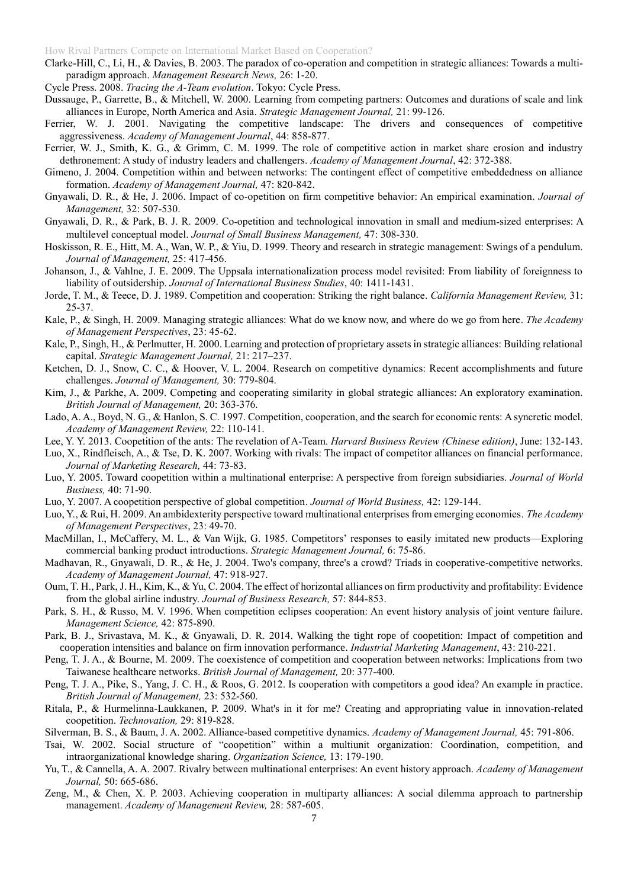Clarke-Hill, C., Li, H., & Davies, B. 2003. The paradox of co-operation and competition in strategic alliances: Towards a multi-paradigm approach. *Management Research News,* 26: 1-20.

Cycle Press. 2008. *Tracing the A-Team evolution*. Tokyo: Cycle Press.

Dussauge, P., Garrette, B., & Mitchell, W. 2000. Learning from competing partners: Outcomes and durations of scale and link alliances in Europe, North America and Asia. *Strategic Management Journal,* 21: 99-126.

Ferrier, W. J. 2001. Navigating the competitive landscape: The drivers and consequences of competitive aggressiveness. *Academy of Management Journal*, 44: 858-877.

Ferrier, W. J., Smith, K. G., & Grimm, C. M. 1999. The role of competitive action in market share erosion and industry dethronement: A study of industry leaders and challengers. *Academy of Management Journal*, 42: 372-388.

Gimeno, J. 2004. Competition within and between networks: The contingent effect of competitive embeddedness on alliance formation. *Academy of Management Journal,* 47: 820-842.

Gnyawali, D. R., & He, J. 2006. Impact of co-opetition on firm competitive behavior: An empirical examination. *Journal of Management,* 32: 507-530.

Gnyawali, D. R., & Park, B. J. R. 2009. Co-opetition and technological innovation in small and medium-sized enterprises: A multilevel conceptual model. *Journal of Small Business Management,* 47: 308-330.

Hoskisson, R. E., Hitt, M. A., Wan, W. P., & Yiu, D. 1999. Theory and research in strategic management: Swings of a pendulum. *Journal of Management,* 25: 417-456.

Johanson, J., & Vahlne, J. E. 2009. The Uppsala internationalization process model revisited: From liability of foreignness to liability of outsidership. *Journal of International Business Studies*, 40: 1411-1431.

Jorde, T. M., & Teece, D. J. 1989. Competition and cooperation: Striking the right balance. *California Management Review,* 31: 25-37.

Kale, P., & Singh, H. 2009. Managing strategic alliances: What do we know now, and where do we go from here. *The Academy of Management Perspectives*, 23: 45-62.

Kale, P., Singh, H., & Perlmutter, H. 2000. Learning and protection of proprietary assets in strategic alliances: Building relational capital. *Strategic Management Journal,* 21: 217–237.

Ketchen, D. J., Snow, C. C., & Hoover, V. L. 2004. Research on competitive dynamics: Recent accomplishments and future challenges. *Journal of Management,* 30: 779-804.

Kim, J., & Parkhe, A. 2009. Competing and cooperating similarity in global strategic alliances: An exploratory examination. *British Journal of Management,* 20: 363-376.

Lado, A. A., Boyd, N. G., & Hanlon, S. C. 1997. Competition, cooperation, and the search for economic rents: A syncretic model. *Academy of Management Review,* 22: 110-141.

Lee, Y. Y. 2013. Coopetition of the ants: The revelation of A-Team. *Harvard Business Review (Chinese edition)*, June: 132-143.

Luo, X., Rindfleisch, A., & Tse, D. K. 2007. Working with rivals: The impact of competitor alliances on financial performance. *Journal of Marketing Research,* 44: 73-83.

Luo, Y. 2005. Toward coopetition within a multinational enterprise: A perspective from foreign subsidiaries. *Journal of World Business,* 40: 71-90.

Luo, Y. 2007. A coopetition perspective of global competition. *Journal of World Business,* 42: 129-144.

Luo, Y., & Rui, H. 2009. An ambidexterity perspective toward multinational enterprises from emerging economies. *The Academy of Management Perspectives*, 23: 49-70.

MacMillan, I., McCaffery, M. L., & Van Wijk, G. 1985. Competitors' responses to easily imitated new products—Exploring commercial banking product introductions. *Strategic Management Journal,* 6: 75-86.

Madhavan, R., Gnyawali, D. R., & He, J. 2004. Two's company, three's a crowd? Triads in cooperative-competitive networks. *Academy of Management Journal,* 47: 918-927.

Oum, T. H., Park, J. H., Kim, K., & Yu, C. 2004. The effect of horizontal alliances on firm productivity and profitability: Evidence from the global airline industry. *Journal of Business Research,* 57: 844-853.

Park, S. H., & Russo, M. V. 1996. When competition eclipses cooperation: An event history analysis of joint venture failure. *Management Science,* 42: 875-890.

Park, B. J., Srivastava, M. K., & Gnyawali, D. R. 2014. Walking the tight rope of coopetition: Impact of competition and cooperation intensities and balance on firm innovation performance. *Industrial Marketing Management*, 43: 210-221.

Peng, T. J. A., & Bourne, M. 2009. The coexistence of competition and cooperation between networks: Implications from two Taiwanese healthcare networks. *British Journal of Management,* 20: 377-400.

Peng, T. J. A., Pike, S., Yang, J. C. H., & Roos, G. 2012. Is cooperation with competitors a good idea? An example in practice. *British Journal of Management,* 23: 532-560.

Ritala, P., & Hurmelinna-Laukkanen, P. 2009. What's in it for me? Creating and appropriating value in innovation-related coopetition. *Technovation,* 29: 819-828.

Silverman, B. S., & Baum, J. A. 2002. Alliance-based competitive dynamics. *Academy of Management Journal,* 45: 791-806.

Tsai, W. 2002. Social structure of "coopetition" within a multiunit organization: Coordination, competition, and intraorganizational knowledge sharing. *Organization Science,* 13: 179-190.

Yu, T., & Cannella, A. A. 2007. Rivalry between multinational enterprises: An event history approach. *Academy of Management Journal,* 50: 665-686.

Zeng, M., & Chen, X. P. 2003. Achieving cooperation in multiparty alliances: A social dilemma approach to partnership management. *Academy of Management Review,* 28: 587-605.